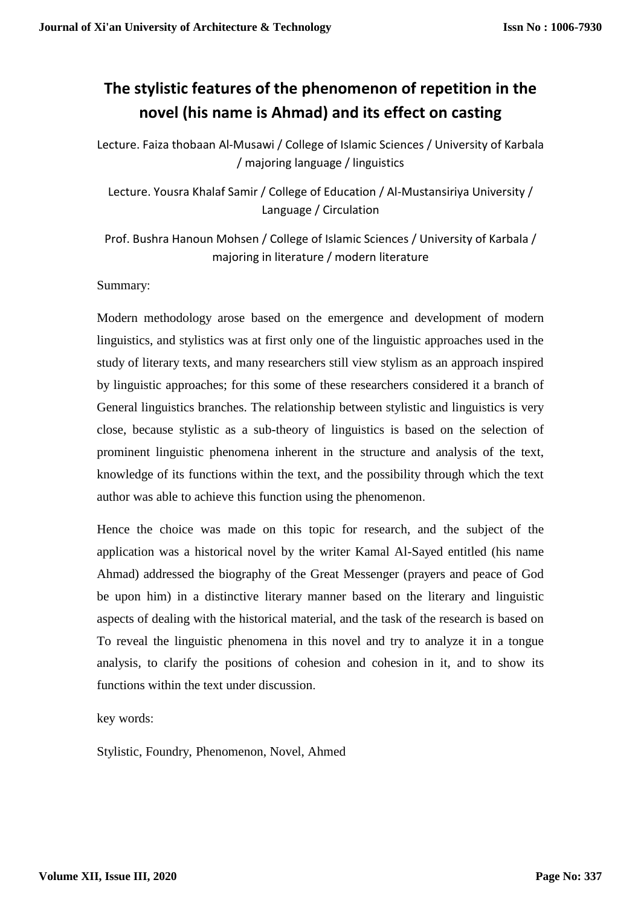# The stylistic features of the phenomenon of repetition in the novel (his name is Ahmad) and its effect on casting

Lecture. Faiza thobaan Al-Musawi / College of Islamic Sciences / University of Karbala / majoring language / linguistics

Lecture. Yousra Khalaf Samir / College of Education / Al-Mustansiriya University / Language / Circulation

Prof. Bushra Hanoun Mohsen / College of Islamic Sciences / University of Karbala / majoring in literature / modern literature

Summary:

Modern methodology arose based on the emergence and development of modern linguistics, and stylistics was at first only one of the linguistic approaches used in the study of literary texts, and many researchers still view stylism as an approach inspired by linguistic approaches; for this some of these researchers considered it a branch of General linguistics branches. The relationship between stylistic and linguistics is very close, because stylistic as a sub-theory of linguistics is based on the selection of prominent linguistic phenomena inherent in the structure and analysis of the text, knowledge of its functions within the text, and the possibility through which the text author was able to achieve this function using the phenomenon.

Hence the choice was made on this topic for research, and the subject of the application was a historical novel by the writer Kamal Al-Sayed entitled (his name Ahmad) addressed the biography of the Great Messenger (prayers and peace of God be upon him) in a distinctive literary manner based on the literary and linguistic aspects of dealing with the historical material, and the task of the research is based on To reveal the linguistic phenomena in this novel and try to analyze it in a tongue analysis, to clarify the positions of cohesion and cohesion in it, and to show its functions within the text under discussion.

key words:

Stylistic, Foundry, Phenomenon, Novel, Ahmed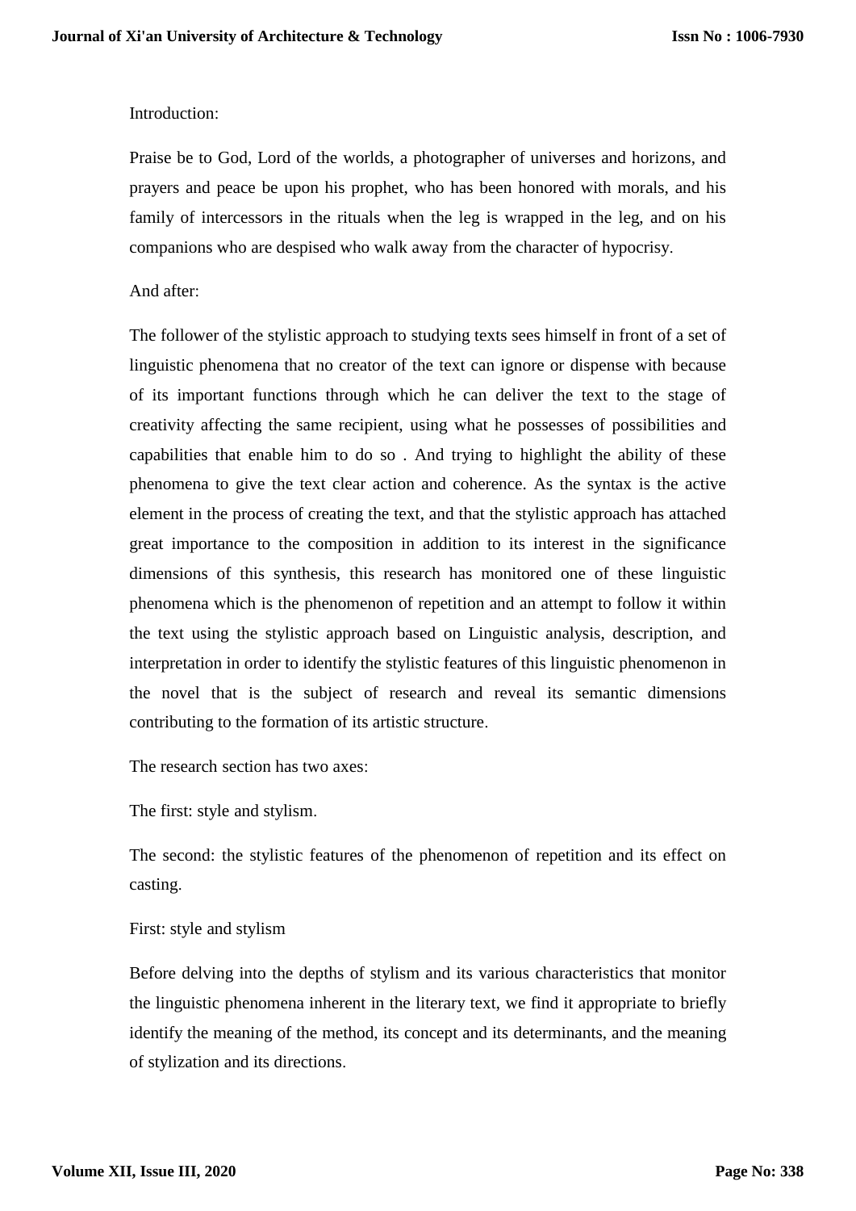Introduction:

Praise be to God, Lord of the worlds, a photographer of universes and horizons, and prayers and peace be upon his prophet, who has been honored with morals, and his family of intercessors in the rituals when the leg is wrapped in the leg, and on his companions who are despised who walk away from the character of hypocrisy.

And after:

The follower of the stylistic approach to studying texts sees himself in front of a set of linguistic phenomena that no creator of the text can ignore or dispense with because of its important functions through which he can deliver the text to the stage of creativity affecting the same recipient, using what he possesses of possibilities and capabilities that enable him to do so . And trying to highlight the ability of these phenomena to give the text clear action and coherence. As the syntax is the active element in the process of creating the text, and that the stylistic approach has attached great importance to the composition in addition to its interest in the significance dimensions of this synthesis, this research has monitored one of these linguistic phenomena which is the phenomenon of repetition and an attempt to follow it within the text using the stylistic approach based on Linguistic analysis, description, and interpretation in order to identify the stylistic features of this linguistic phenomenon in the novel that is the subject of research and reveal its semantic dimensions contributing to the formation of its artistic structure.

The research section has two axes:

The first: style and stylism.

The second: the stylistic features of the phenomenon of repetition and its effect on casting.

First: style and stylism

Before delving into the depths of stylism and its various characteristics that monitor the linguistic phenomena inherent in the literary text, we find it appropriate to briefly identify the meaning of the method, its concept and its determinants, and the meaning of stylization and its directions.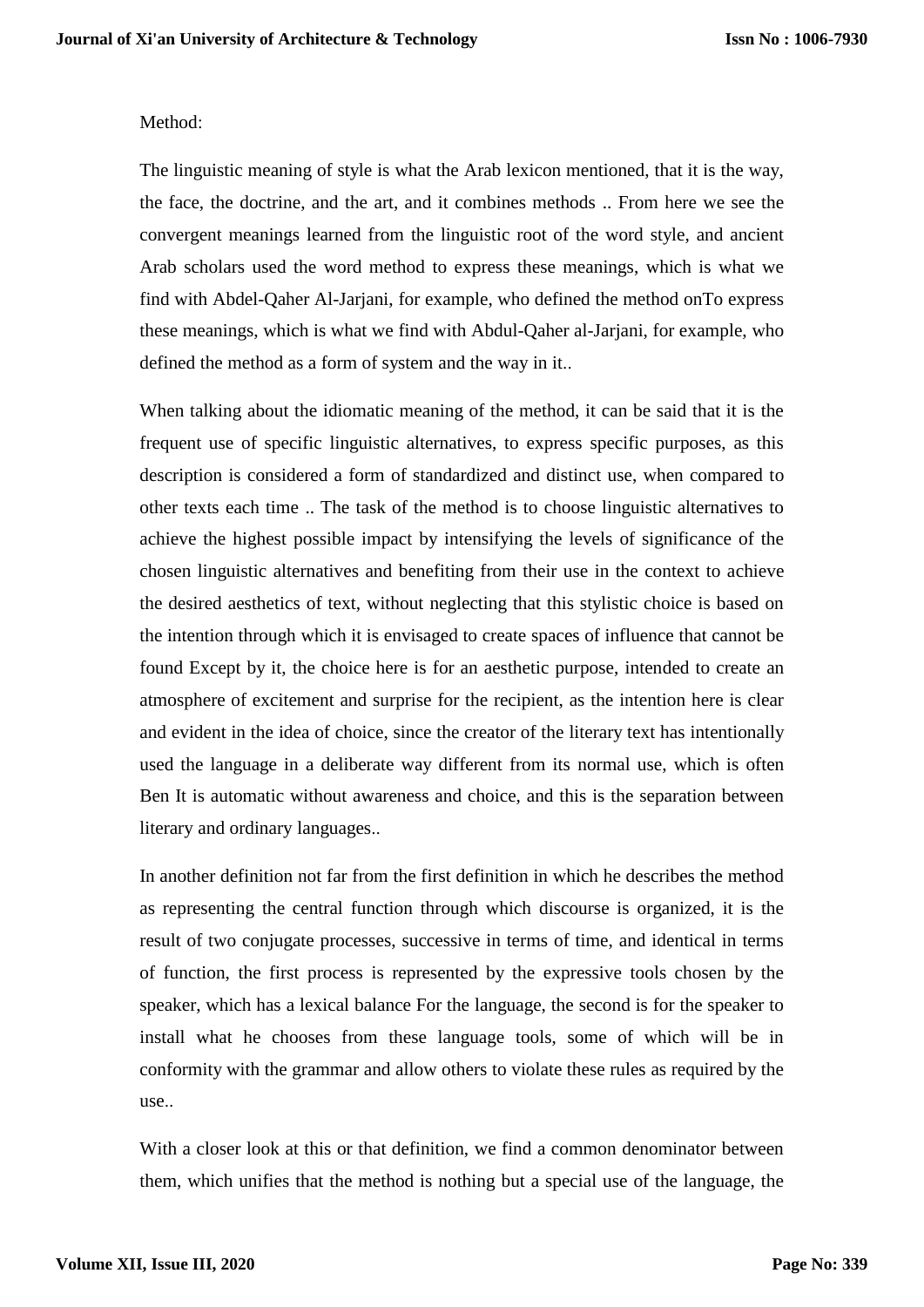Method:

The linguistic meaning of style is what the Arab lexicon mentioned, that it is the way, the face, the doctrine, and the art, and it combines methods .. From here we see the convergent meanings learned from the linguistic root of the word style, and ancient Arab scholars used the word method to express these meanings, which is what we find with Abdel-Qaher Al-Jarjani, for example, who defined the method onTo express these meanings, which is what we find with Abdul-Qaher al-Jarjani, for example, who defined the method as a form of system and the way in it..

When talking about the idiomatic meaning of the method, it can be said that it is the frequent use of specific linguistic alternatives, to express specific purposes, as this description is considered a form of standardized and distinct use, when compared to other texts each time .. The task of the method is to choose linguistic alternatives to achieve the highest possible impact by intensifying the levels of significance of the chosen linguistic alternatives and benefiting from their use in the context to achieve the desired aesthetics of text, without neglecting that this stylistic choice is based on the intention through which it is envisaged to create spaces of influence that cannot be found Except by it, the choice here is for an aesthetic purpose, intended to create an atmosphere of excitement and surprise for the recipient, as the intention here is clear and evident in the idea of choice, since the creator of the literary text has intentionally used the language in a deliberate way different from its normal use, which is often Ben It is automatic without awareness and choice, and this is the separation between literary and ordinary languages..

In another definition not far from the first definition in which he describes the method as representing the central function through which discourse is organized, it is the result of two conjugate processes, successive in terms of time, and identical in terms of function, the first process is represented by the expressive tools chosen by the speaker, which has a lexical balance For the language, the second is for the speaker to install what he chooses from these language tools, some of which will be in conformity with the grammar and allow others to violate these rules as required by the use..

With a closer look at this or that definition, we find a common denominator between them, which unifies that the method is nothing but a special use of the language, the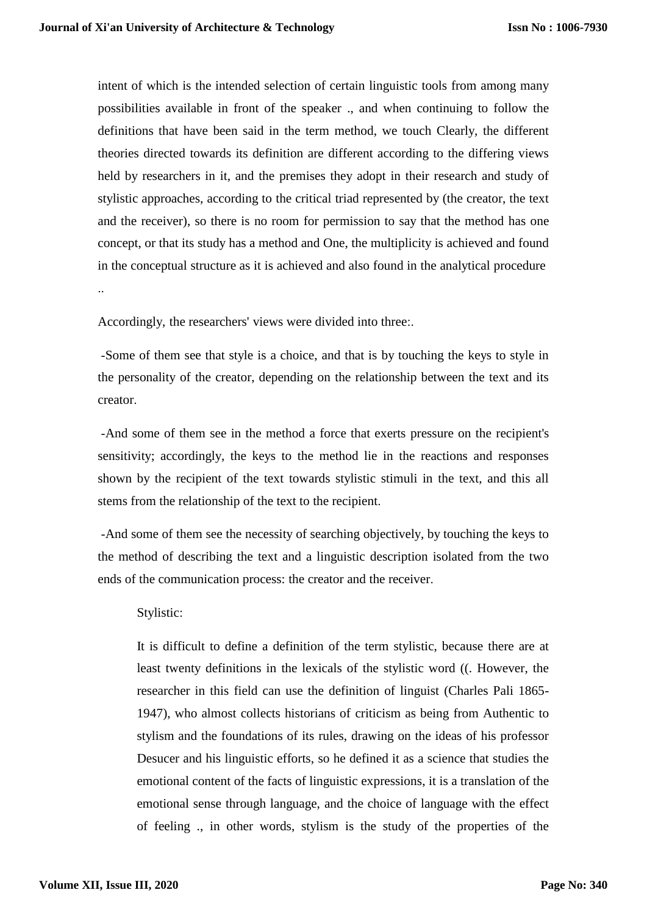intent of which is the intended selection of certain linguistic tools from among many possibilities available in front of the speaker ., and when continuing to follow the definitions that have been said in the term method, we touch Clearly, the different theories directed towards its definition are different according to the differing views held by researchers in it, and the premises they adopt in their research and study of stylistic approaches, according to the critical triad represented by (the creator, the text and the receiver), so there is no room for permission to say that the method has one concept, or that its study has a method and One, the multiplicity is achieved and found in the conceptual structure as it is achieved and also found in the analytical procedure ..

Accordingly, the researchers' views were divided into three:.

-Some of them see that style is a choice, and that is by touching the keys to style in the personality of the creator, depending on the relationship between the text and its creator.

-And some of them see in the method a force that exerts pressure on the recipient's sensitivity; accordingly, the keys to the method lie in the reactions and responses shown by the recipient of the text towards stylistic stimuli in the text, and this all stems from the relationship of the text to the recipient.

-And some of them see the necessity of searching objectively, by touching the keys to the method of describing the text and a linguistic description isolated from the two ends of the communication process: the creator and the receiver.

Stylistic:

It is difficult to define a definition of the term stylistic, because there are at least twenty definitions in the lexicals of the stylistic word ((. However, the researcher in this field can use the definition of linguist (Charles Pali 1865-1947), who almost collects historians of criticism as being from Authentic to stylism and the foundations of its rules, drawing on the ideas of his professor Desucer and his linguistic efforts, so he defined it as a science that studies the emotional content of the facts of linguistic expressions, it is a translation of the emotional sense through language, and the choice of language with the effect of feeling ., in other words, stylism is the study of the properties of the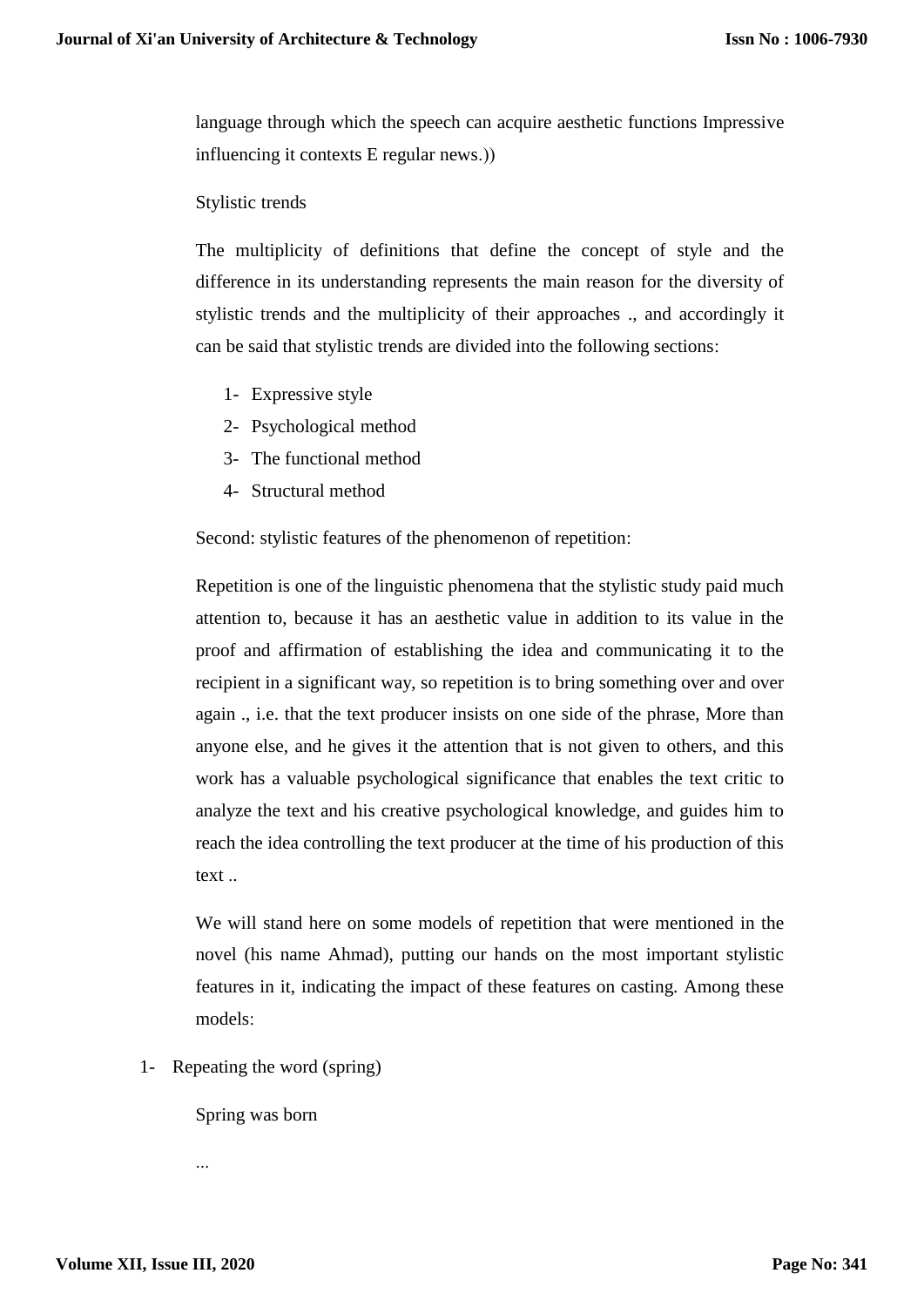language through which the speech can acquire aesthetic functions Impressive influencing it contexts E regular news.))

Stylistic trends

The multiplicity of definitions that define the concept of style and the difference in its understanding represents the main reason for the diversity of stylistic trends and the multiplicity of their approaches ., and accordingly it can be said that stylistic trends are divided into the following sections:

1- Expressive style
2- Psychological method
3- The functional method
4- Structural method

Second: stylistic features of the phenomenon of repetition:

Repetition is one of the linguistic phenomena that the stylistic study paid much attention to, because it has an aesthetic value in addition to its value in the proof and affirmation of establishing the idea and communicating it to the recipient in a significant way, so repetition is to bring something over and over again ., i.e. that the text producer insists on one side of the phrase, More than anyone else, and he gives it the attention that is not given to others, and this work has a valuable psychological significance that enables the text critic to analyze the text and his creative psychological knowledge, and guides him to reach the idea controlling the text producer at the time of his production of this text ..

We will stand here on some models of repetition that were mentioned in the novel (his name Ahmad), putting our hands on the most important stylistic features in it, indicating the impact of these features on casting. Among these models:

1- Repeating the word (spring)

Spring was born

...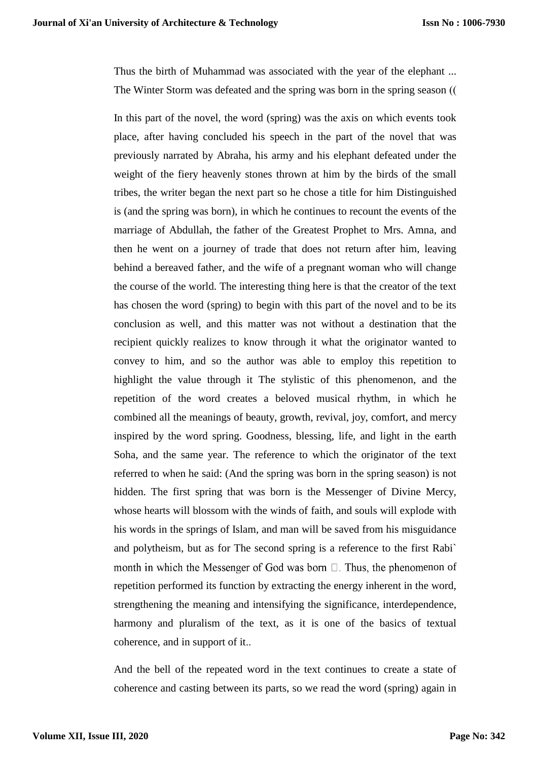Thus the birth of Muhammad was associated with the year of the elephant ... The Winter Storm was defeated and the spring was born in the spring season ((

In this part of the novel, the word (spring) was the axis on which events took place, after having concluded his speech in the part of the novel that was previously narrated by Abraha, his army and his elephant defeated under the weight of the fiery heavenly stones thrown at him by the birds of the small tribes, the writer began the next part so he chose a title for him Distinguished is (and the spring was born), in which he continues to recount the events of the marriage of Abdullah, the father of the Greatest Prophet to Mrs. Amna, and then he went on a journey of trade that does not return after him, leaving behind a bereaved father, and the wife of a pregnant woman who will change the course of the world. The interesting thing here is that the creator of the text has chosen the word (spring) to begin with this part of the novel and to be its conclusion as well, and this matter was not without a destination that the recipient quickly realizes to know through it what the originator wanted to convey to him, and so the author was able to employ this repetition to highlight the value through it The stylistic of this phenomenon, and the repetition of the word creates a beloved musical rhythm, in which he combined all the meanings of beauty, growth, revival, joy, comfort, and mercy inspired by the word spring. Goodness, blessing, life, and light in the earth Soha, and the same year. The reference to which the originator of the text referred to when he said: (And the spring was born in the spring season) is not hidden. The first spring that was born is the Messenger of Divine Mercy, whose hearts will blossom with the winds of faith, and souls will explode with his words in the springs of Islam, and man will be saved from his misguidance and polytheism, but as for The second spring is a reference to the first Rabi` month in which the Messenger of God was born . Thus, the phenomenon of repetition performed its function by extracting the energy inherent in the word, strengthening the meaning and intensifying the significance, interdependence, harmony and pluralism of the text, as it is one of the basics of textual coherence, and in support of it..

And the bell of the repeated word in the text continues to create a state of coherence and casting between its parts, so we read the word (spring) again in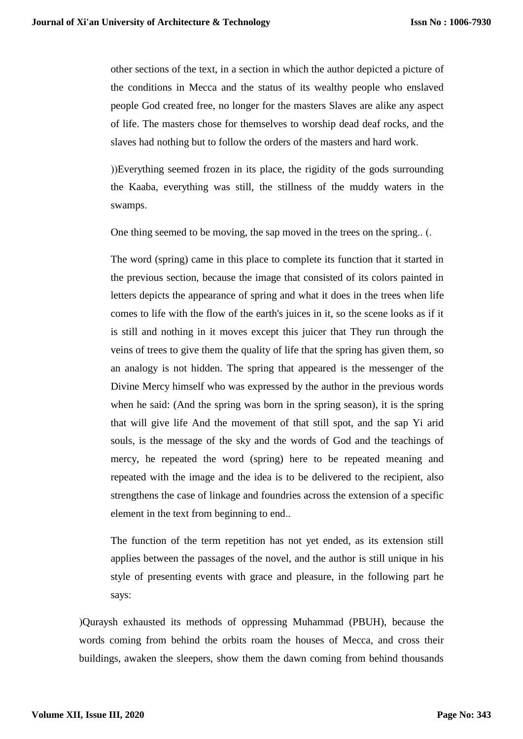other sections of the text, in a section in which the author depicted a picture of the conditions in Mecca and the status of its wealthy people who enslaved people God created free, no longer for the masters Slaves are alike any aspect of life. The masters chose for themselves to worship dead deaf rocks, and the slaves had nothing but to follow the orders of the masters and hard work.

))Everything seemed frozen in its place, the rigidity of the gods surrounding the Kaaba, everything was still, the stillness of the muddy waters in the swamps.

One thing seemed to be moving, the sap moved in the trees on the spring.. (.

The word (spring) came in this place to complete its function that it started in the previous section, because the image that consisted of its colors painted in letters depicts the appearance of spring and what it does in the trees when life comes to life with the flow of the earth's juices in it, so the scene looks as if it is still and nothing in it moves except this juicer that They run through the veins of trees to give them the quality of life that the spring has given them, so an analogy is not hidden. The spring that appeared is the messenger of the Divine Mercy himself who was expressed by the author in the previous words when he said: (And the spring was born in the spring season), it is the spring that will give life And the movement of that still spot, and the sap Yi arid souls, is the message of the sky and the words of God and the teachings of mercy, he repeated the word (spring) here to be repeated meaning and repeated with the image and the idea is to be delivered to the recipient, also strengthens the case of linkage and foundries across the extension of a specific element in the text from beginning to end..

The function of the term repetition has not yet ended, as its extension still applies between the passages of the novel, and the author is still unique in his style of presenting events with grace and pleasure, in the following part he says:

)Quraysh exhausted its methods of oppressing Muhammad (PBUH), because the words coming from behind the orbits roam the houses of Mecca, and cross their buildings, awaken the sleepers, show them the dawn coming from behind thousands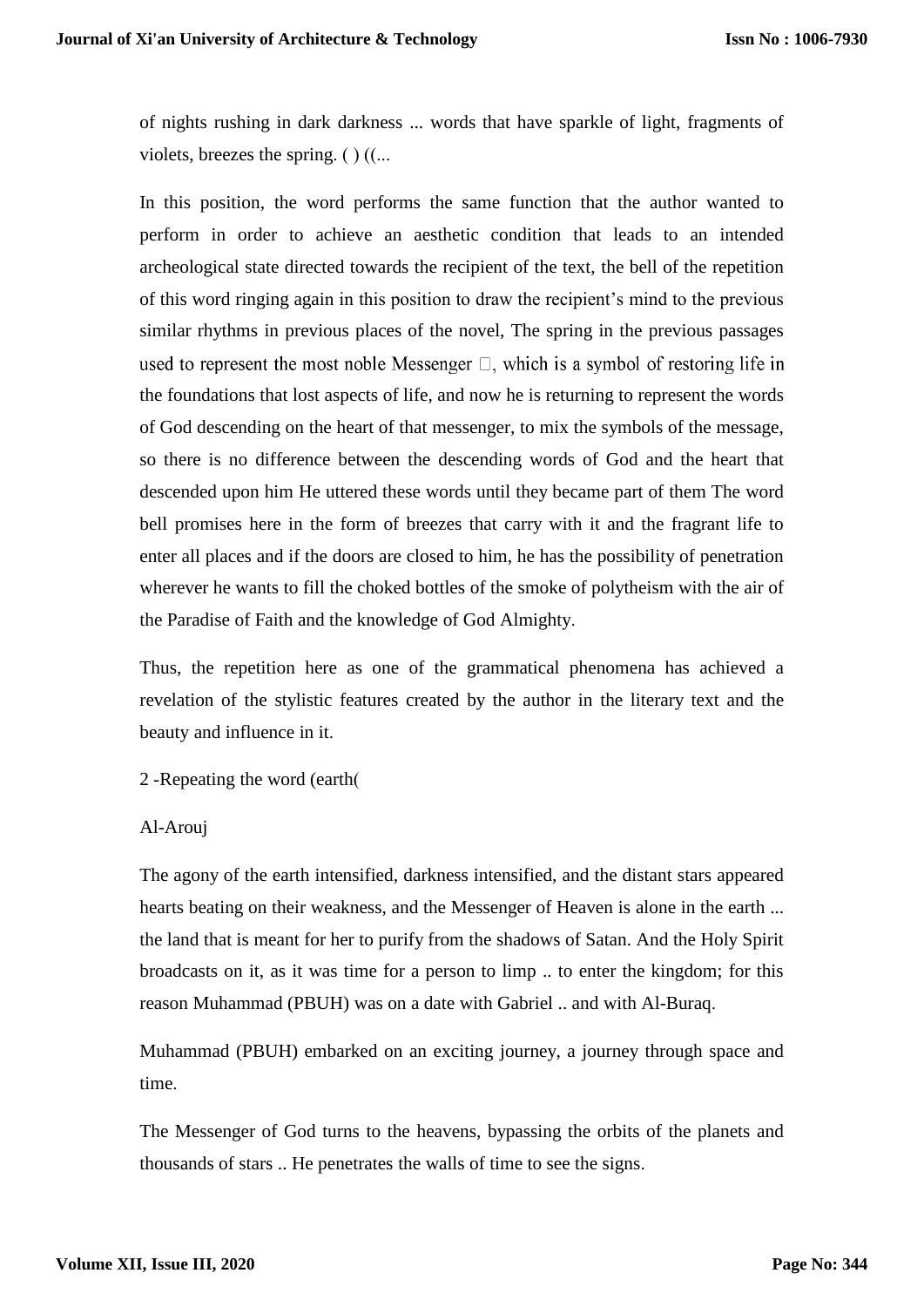of nights rushing in dark darkness ... words that have sparkle of light, fragments of violets, breezes the spring. ( ) ((...

In this position, the word performs the same function that the author wanted to perform in order to achieve an aesthetic condition that leads to an intended archeological state directed towards the recipient of the text, the bell of the repetition of this word ringing again in this position to draw the recipient's mind to the previous similar rhythms in previous places of the novel, The spring in the previous passages used to represent the most noble Messenger □, which is a symbol of restoring life in the foundations that lost aspects of life, and now he is returning to represent the words of God descending on the heart of that messenger, to mix the symbols of the message, so there is no difference between the descending words of God and the heart that descended upon him He uttered these words until they became part of them The word bell promises here in the form of breezes that carry with it and the fragrant life to enter all places and if the doors are closed to him, he has the possibility of penetration wherever he wants to fill the choked bottles of the smoke of polytheism with the air of the Paradise of Faith and the knowledge of God Almighty.

Thus, the repetition here as one of the grammatical phenomena has achieved a revelation of the stylistic features created by the author in the literary text and the beauty and influence in it.

2 -Repeating the word (earth(

Al-Arouj

The agony of the earth intensified, darkness intensified, and the distant stars appeared hearts beating on their weakness, and the Messenger of Heaven is alone in the earth ... the land that is meant for her to purify from the shadows of Satan. And the Holy Spirit broadcasts on it, as it was time for a person to limp .. to enter the kingdom; for this reason Muhammad (PBUH) was on a date with Gabriel .. and with Al-Buraq.

Muhammad (PBUH) embarked on an exciting journey, a journey through space and time.

The Messenger of God turns to the heavens, bypassing the orbits of the planets and thousands of stars .. He penetrates the walls of time to see the signs.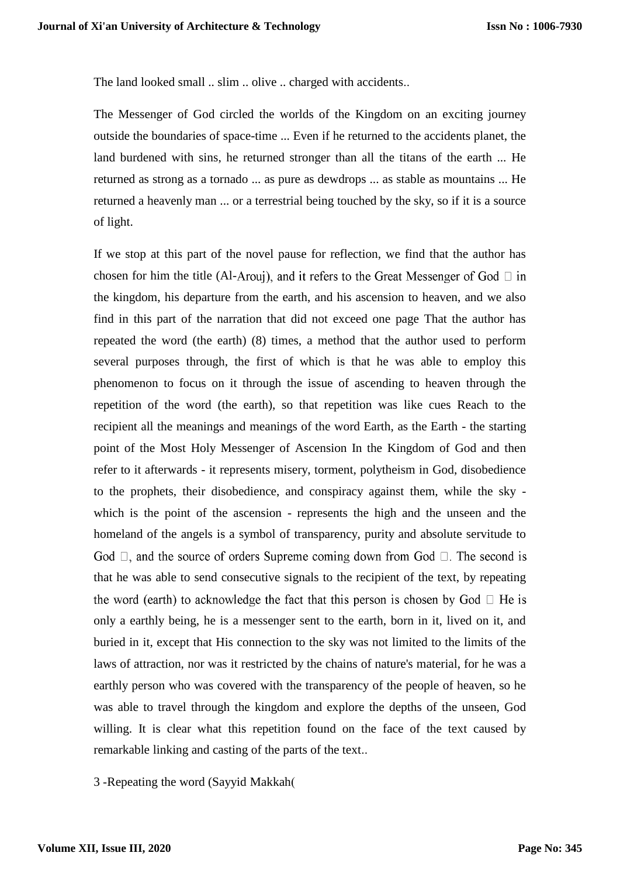The land looked small .. slim .. olive .. charged with accidents..

The Messenger of God circled the worlds of the Kingdom on an exciting journey outside the boundaries of space-time ... Even if he returned to the accidents planet, the land burdened with sins, he returned stronger than all the titans of the earth ... He returned as strong as a tornado ... as pure as dewdrops ... as stable as mountains ... He returned a heavenly man ... or a terrestrial being touched by the sky, so if it is a source of light.

If we stop at this part of the novel pause for reflection, we find that the author has chosen for him the title (Al-Arouj), and it refers to the Great Messenger of God  in the kingdom, his departure from the earth, and his ascension to heaven, and we also find in this part of the narration that did not exceed one page That the author has repeated the word (the earth) (8) times, a method that the author used to perform several purposes through, the first of which is that he was able to employ this phenomenon to focus on it through the issue of ascending to heaven through the repetition of the word (the earth), so that repetition was like cues Reach to the recipient all the meanings and meanings of the word Earth, as the Earth - the starting point of the Most Holy Messenger of Ascension In the Kingdom of God and then refer to it afterwards - it represents misery, torment, polytheism in God, disobedience to the prophets, their disobedience, and conspiracy against them, while the sky - which is the point of the ascension - represents the high and the unseen and the homeland of the angels is a symbol of transparency, purity and absolute servitude to God , and the source of orders Supreme coming down from God . The second is that he was able to send consecutive signals to the recipient of the text, by repeating the word (earth) to acknowledge the fact that this person is chosen by God  He is only a earthly being, he is a messenger sent to the earth, born in it, lived on it, and buried in it, except that His connection to the sky was not limited to the limits of the laws of attraction, nor was it restricted by the chains of nature's material, for he was a earthly person who was covered with the transparency of the people of heaven, so he was able to travel through the kingdom and explore the depths of the unseen, God willing. It is clear what this repetition found on the face of the text caused by remarkable linking and casting of the parts of the text..

3 -Repeating the word (Sayyid Makkah(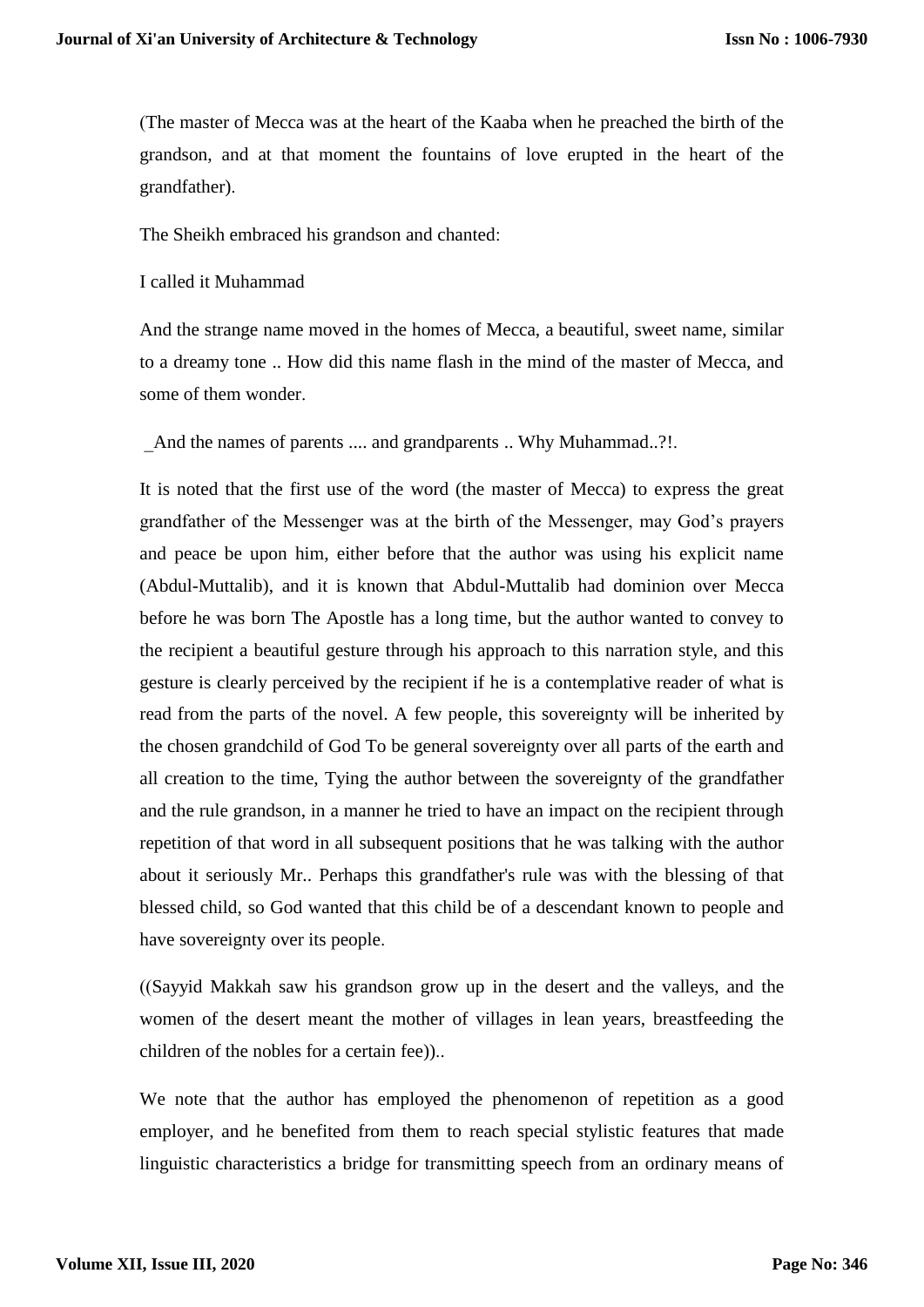(The master of Mecca was at the heart of the Kaaba when he preached the birth of the grandson, and at that moment the fountains of love erupted in the heart of the grandfather).

The Sheikh embraced his grandson and chanted:

I called it Muhammad

And the strange name moved in the homes of Mecca, a beautiful, sweet name, similar to a dreamy tone .. How did this name flash in the mind of the master of Mecca, and some of them wonder.

_And the names of parents .... and grandparents .. Why Muhammad..?!.

It is noted that the first use of the word (the master of Mecca) to express the great grandfather of the Messenger was at the birth of the Messenger, may God's prayers and peace be upon him, either before that the author was using his explicit name (Abdul-Muttalib), and it is known that Abdul-Muttalib had dominion over Mecca before he was born The Apostle has a long time, but the author wanted to convey to the recipient a beautiful gesture through his approach to this narration style, and this gesture is clearly perceived by the recipient if he is a contemplative reader of what is read from the parts of the novel. A few people, this sovereignty will be inherited by the chosen grandchild of God To be general sovereignty over all parts of the earth and all creation to the time, Tying the author between the sovereignty of the grandfather and the rule grandson, in a manner he tried to have an impact on the recipient through repetition of that word in all subsequent positions that he was talking with the author about it seriously Mr.. Perhaps this grandfather's rule was with the blessing of that blessed child, so God wanted that this child be of a descendant known to people and have sovereignty over its people.

((Sayyid Makkah saw his grandson grow up in the desert and the valleys, and the women of the desert meant the mother of villages in lean years, breastfeeding the children of the nobles for a certain fee))..

We note that the author has employed the phenomenon of repetition as a good employer, and he benefited from them to reach special stylistic features that made linguistic characteristics a bridge for transmitting speech from an ordinary means of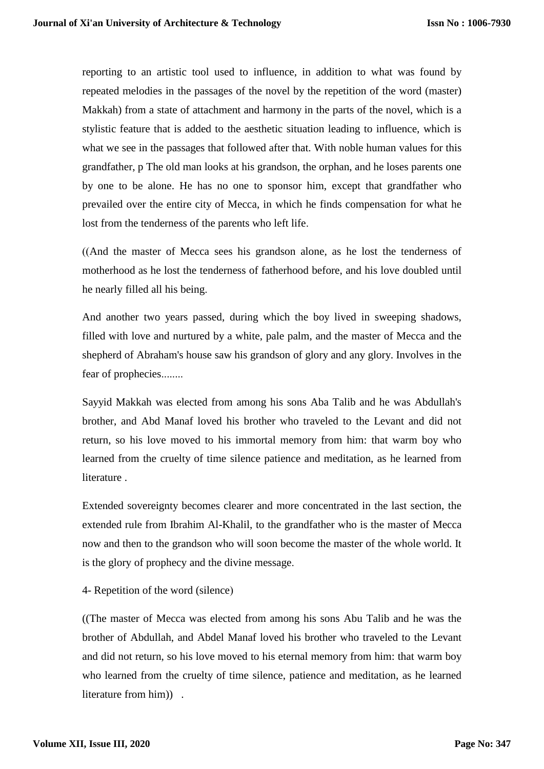reporting to an artistic tool used to influence, in addition to what was found by repeated melodies in the passages of the novel by the repetition of the word (master) Makkah) from a state of attachment and harmony in the parts of the novel, which is a stylistic feature that is added to the aesthetic situation leading to influence, which is what we see in the passages that followed after that. With noble human values for this grandfather, p The old man looks at his grandson, the orphan, and he loses parents one by one to be alone. He has no one to sponsor him, except that grandfather who prevailed over the entire city of Mecca, in which he finds compensation for what he lost from the tenderness of the parents who left life.

((And the master of Mecca sees his grandson alone, as he lost the tenderness of motherhood as he lost the tenderness of fatherhood before, and his love doubled until he nearly filled all his being.

And another two years passed, during which the boy lived in sweeping shadows, filled with love and nurtured by a white, pale palm, and the master of Mecca and the shepherd of Abraham's house saw his grandson of glory and any glory. Involves in the fear of prophecies........

Sayyid Makkah was elected from among his sons Aba Talib and he was Abdullah's brother, and Abd Manaf loved his brother who traveled to the Levant and did not return, so his love moved to his immortal memory from him: that warm boy who learned from the cruelty of time silence patience and meditation, as he learned from literature .

Extended sovereignty becomes clearer and more concentrated in the last section, the extended rule from Ibrahim Al-Khalil, to the grandfather who is the master of Mecca now and then to the grandson who will soon become the master of the whole world. It is the glory of prophecy and the divine message.

4- Repetition of the word (silence)

((The master of Mecca was elected from among his sons Abu Talib and he was the brother of Abdullah, and Abdel Manaf loved his brother who traveled to the Levant and did not return, so his love moved to his eternal memory from him: that warm boy who learned from the cruelty of time silence, patience and meditation, as he learned literature from him)) .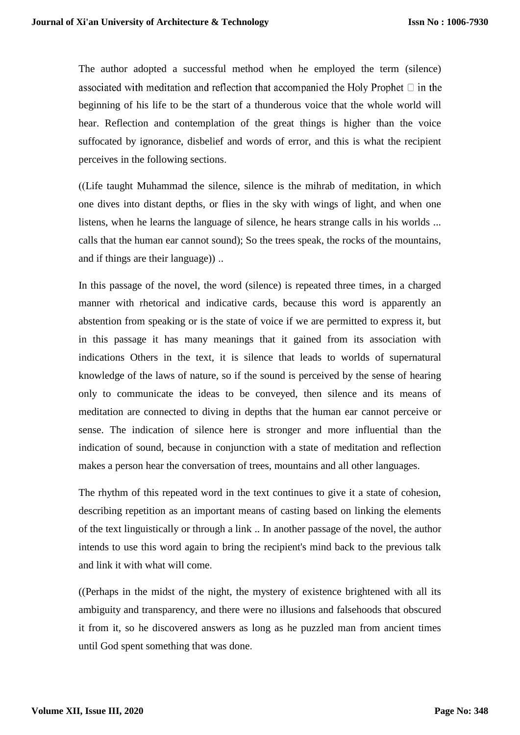The author adopted a successful method when he employed the term (silence) associated with meditation and reflection that accompanied the Holy Prophet □ in the beginning of his life to be the start of a thunderous voice that the whole world will hear. Reflection and contemplation of the great things is higher than the voice suffocated by ignorance, disbelief and words of error, and this is what the recipient perceives in the following sections.

((Life taught Muhammad the silence, silence is the mihrab of meditation, in which one dives into distant depths, or flies in the sky with wings of light, and when one listens, when he learns the language of silence, he hears strange calls in his worlds ... calls that the human ear cannot sound); So the trees speak, the rocks of the mountains, and if things are their language)) ..

In this passage of the novel, the word (silence) is repeated three times, in a charged manner with rhetorical and indicative cards, because this word is apparently an abstention from speaking or is the state of voice if we are permitted to express it, but in this passage it has many meanings that it gained from its association with indications Others in the text, it is silence that leads to worlds of supernatural knowledge of the laws of nature, so if the sound is perceived by the sense of hearing only to communicate the ideas to be conveyed, then silence and its means of meditation are connected to diving in depths that the human ear cannot perceive or sense. The indication of silence here is stronger and more influential than the indication of sound, because in conjunction with a state of meditation and reflection makes a person hear the conversation of trees, mountains and all other languages.

The rhythm of this repeated word in the text continues to give it a state of cohesion, describing repetition as an important means of casting based on linking the elements of the text linguistically or through a link .. In another passage of the novel, the author intends to use this word again to bring the recipient's mind back to the previous talk and link it with what will come.

((Perhaps in the midst of the night, the mystery of existence brightened with all its ambiguity and transparency, and there were no illusions and falsehoods that obscured it from it, so he discovered answers as long as he puzzled man from ancient times until God spent something that was done.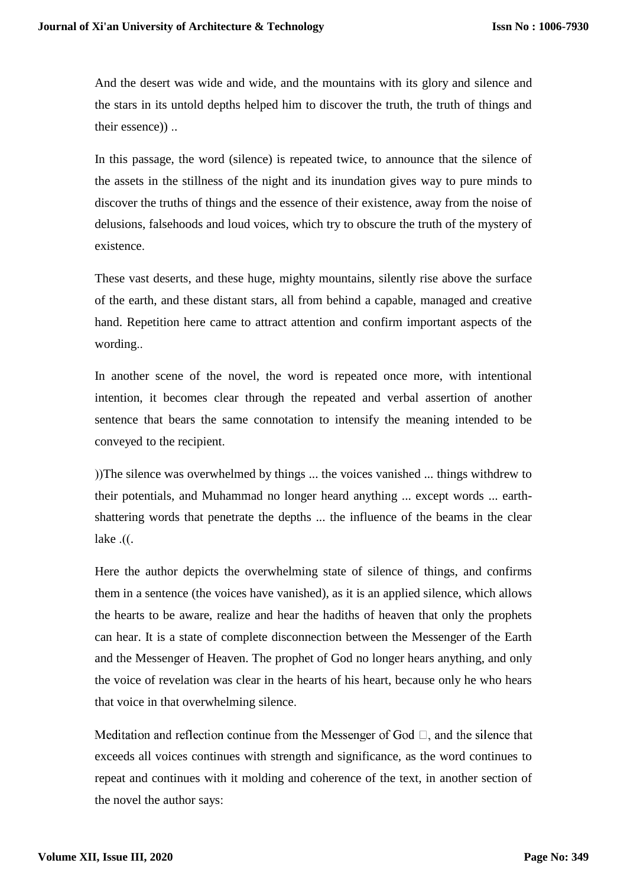And the desert was wide and wide, and the mountains with its glory and silence and the stars in its untold depths helped him to discover the truth, the truth of things and their essence)) ..

In this passage, the word (silence) is repeated twice, to announce that the silence of the assets in the stillness of the night and its inundation gives way to pure minds to discover the truths of things and the essence of their existence, away from the noise of delusions, falsehoods and loud voices, which try to obscure the truth of the mystery of existence.

These vast deserts, and these huge, mighty mountains, silently rise above the surface of the earth, and these distant stars, all from behind a capable, managed and creative hand. Repetition here came to attract attention and confirm important aspects of the wording..

In another scene of the novel, the word is repeated once more, with intentional intention, it becomes clear through the repeated and verbal assertion of another sentence that bears the same connotation to intensify the meaning intended to be conveyed to the recipient.

))The silence was overwhelmed by things ... the voices vanished ... things withdrew to their potentials, and Muhammad no longer heard anything ... except words ... earth-shattering words that penetrate the depths ... the influence of the beams in the clear lake .((.

Here the author depicts the overwhelming state of silence of things, and confirms them in a sentence (the voices have vanished), as it is an applied silence, which allows the hearts to be aware, realize and hear the hadiths of heaven that only the prophets can hear. It is a state of complete disconnection between the Messenger of the Earth and the Messenger of Heaven. The prophet of God no longer hears anything, and only the voice of revelation was clear in the hearts of his heart, because only he who hears that voice in that overwhelming silence.

Meditation and reflection continue from the Messenger of God □, and the silence that exceeds all voices continues with strength and significance, as the word continues to repeat and continues with it molding and coherence of the text, in another section of the novel the author says: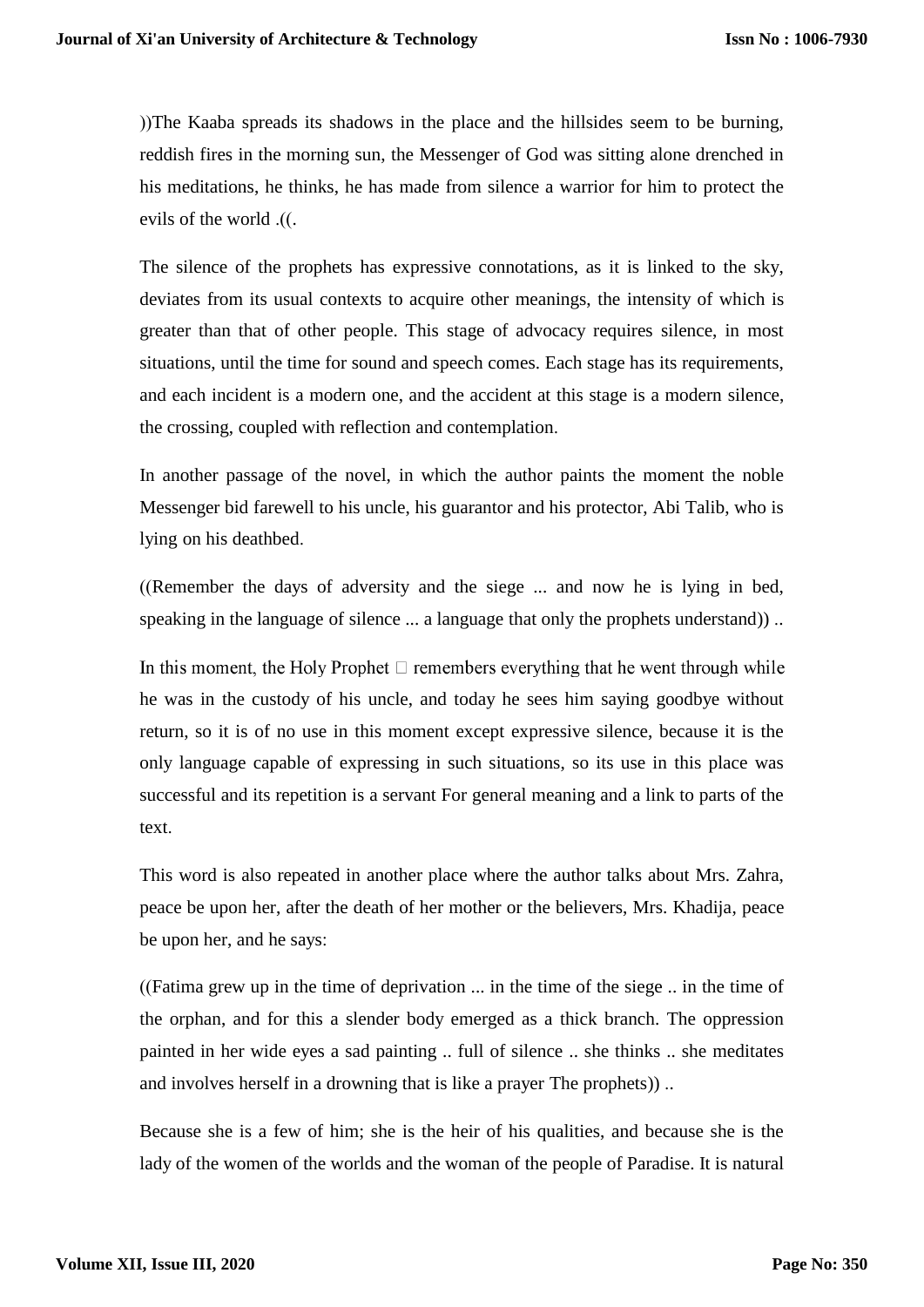))The Kaaba spreads its shadows in the place and the hillsides seem to be burning, reddish fires in the morning sun, the Messenger of God was sitting alone drenched in his meditations, he thinks, he has made from silence a warrior for him to protect the evils of the world .((.

The silence of the prophets has expressive connotations, as it is linked to the sky, deviates from its usual contexts to acquire other meanings, the intensity of which is greater than that of other people. This stage of advocacy requires silence, in most situations, until the time for sound and speech comes. Each stage has its requirements, and each incident is a modern one, and the accident at this stage is a modern silence, the crossing, coupled with reflection and contemplation.

In another passage of the novel, in which the author paints the moment the noble Messenger bid farewell to his uncle, his guarantor and his protector, Abi Talib, who is lying on his deathbed.

((Remember the days of adversity and the siege ... and now he is lying in bed, speaking in the language of silence ... a language that only the prophets understand)) ..

In this moment, the Holy Prophet  remembers everything that he went through while he was in the custody of his uncle, and today he sees him saying goodbye without return, so it is of no use in this moment except expressive silence, because it is the only language capable of expressing in such situations, so its use in this place was successful and its repetition is a servant For general meaning and a link to parts of the text.

This word is also repeated in another place where the author talks about Mrs. Zahra, peace be upon her, after the death of her mother or the believers, Mrs. Khadija, peace be upon her, and he says:

((Fatima grew up in the time of deprivation ... in the time of the siege .. in the time of the orphan, and for this a slender body emerged as a thick branch. The oppression painted in her wide eyes a sad painting .. full of silence .. she thinks .. she meditates and involves herself in a drowning that is like a prayer The prophets)) ..

Because she is a few of him; she is the heir of his qualities, and because she is the lady of the women of the worlds and the woman of the people of Paradise. It is natural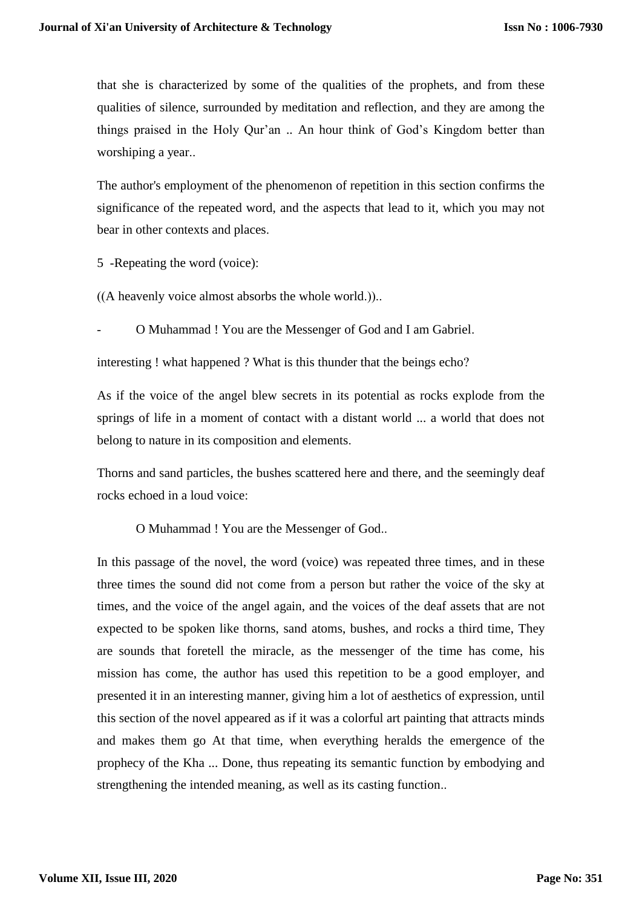that she is characterized by some of the qualities of the prophets, and from these qualities of silence, surrounded by meditation and reflection, and they are among the things praised in the Holy Qur'an .. An hour think of God's Kingdom better than worshiping a year..

The author's employment of the phenomenon of repetition in this section confirms the significance of the repeated word, and the aspects that lead to it, which you may not bear in other contexts and places.

5 -Repeating the word (voice):

((A heavenly voice almost absorbs the whole world.))..

- O Muhammad ! You are the Messenger of God and I am Gabriel.

interesting ! what happened ? What is this thunder that the beings echo?

As if the voice of the angel blew secrets in its potential as rocks explode from the springs of life in a moment of contact with a distant world ... a world that does not belong to nature in its composition and elements.

Thorns and sand particles, the bushes scattered here and there, and the seemingly deaf rocks echoed in a loud voice:

O Muhammad ! You are the Messenger of God..

In this passage of the novel, the word (voice) was repeated three times, and in these three times the sound did not come from a person but rather the voice of the sky at times, and the voice of the angel again, and the voices of the deaf assets that are not expected to be spoken like thorns, sand atoms, bushes, and rocks a third time, They are sounds that foretell the miracle, as the messenger of the time has come, his mission has come, the author has used this repetition to be a good employer, and presented it in an interesting manner, giving him a lot of aesthetics of expression, until this section of the novel appeared as if it was a colorful art painting that attracts minds and makes them go At that time, when everything heralds the emergence of the prophecy of the Kha ... Done, thus repeating its semantic function by embodying and strengthening the intended meaning, as well as its casting function..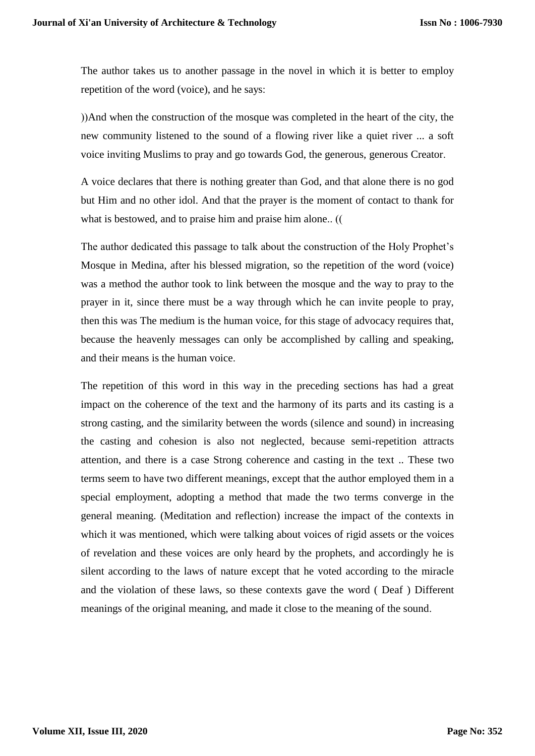The author takes us to another passage in the novel in which it is better to employ repetition of the word (voice), and he says:

))And when the construction of the mosque was completed in the heart of the city, the new community listened to the sound of a flowing river like a quiet river ... a soft voice inviting Muslims to pray and go towards God, the generous, generous Creator.

A voice declares that there is nothing greater than God, and that alone there is no god but Him and no other idol. And that the prayer is the moment of contact to thank for what is bestowed, and to praise him and praise him alone.. ((

The author dedicated this passage to talk about the construction of the Holy Prophet's Mosque in Medina, after his blessed migration, so the repetition of the word (voice) was a method the author took to link between the mosque and the way to pray to the prayer in it, since there must be a way through which he can invite people to pray, then this was The medium is the human voice, for this stage of advocacy requires that, because the heavenly messages can only be accomplished by calling and speaking, and their means is the human voice.

The repetition of this word in this way in the preceding sections has had a great impact on the coherence of the text and the harmony of its parts and its casting is a strong casting, and the similarity between the words (silence and sound) in increasing the casting and cohesion is also not neglected, because semi-repetition attracts attention, and there is a case Strong coherence and casting in the text .. These two terms seem to have two different meanings, except that the author employed them in a special employment, adopting a method that made the two terms converge in the general meaning. (Meditation and reflection) increase the impact of the contexts in which it was mentioned, which were talking about voices of rigid assets or the voices of revelation and these voices are only heard by the prophets, and accordingly he is silent according to the laws of nature except that he voted according to the miracle and the violation of these laws, so these contexts gave the word ( Deaf ) Different meanings of the original meaning, and made it close to the meaning of the sound.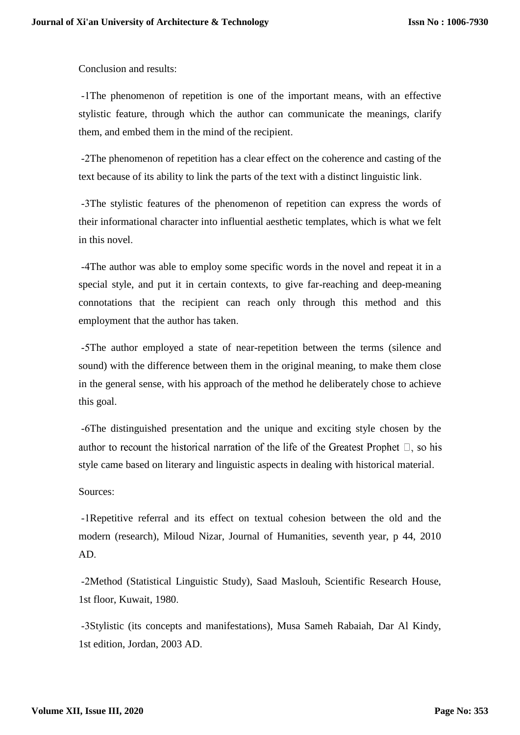Conclusion and results:

-1The phenomenon of repetition is one of the important means, with an effective stylistic feature, through which the author can communicate the meanings, clarify them, and embed them in the mind of the recipient.

-2The phenomenon of repetition has a clear effect on the coherence and casting of the text because of its ability to link the parts of the text with a distinct linguistic link.

-3The stylistic features of the phenomenon of repetition can express the words of their informational character into influential aesthetic templates, which is what we felt in this novel.

-4The author was able to employ some specific words in the novel and repeat it in a special style, and put it in certain contexts, to give far-reaching and deep-meaning connotations that the recipient can reach only through this method and this employment that the author has taken.

-5The author employed a state of near-repetition between the terms (silence and sound) with the difference between them in the original meaning, to make them close in the general sense, with his approach of the method he deliberately chose to achieve this goal.

-6The distinguished presentation and the unique and exciting style chosen by the author to recount the historical narration of the life of the Greatest Prophet , so his style came based on literary and linguistic aspects in dealing with historical material.

Sources:

-1Repetitive referral and its effect on textual cohesion between the old and the modern (research), Miloud Nizar, Journal of Humanities, seventh year, p 44, 2010 AD.

-2Method (Statistical Linguistic Study), Saad Maslouh, Scientific Research House, 1st floor, Kuwait, 1980.

-3Stylistic (its concepts and manifestations), Musa Sameh Rabaiah, Dar Al Kindy, 1st edition, Jordan, 2003 AD.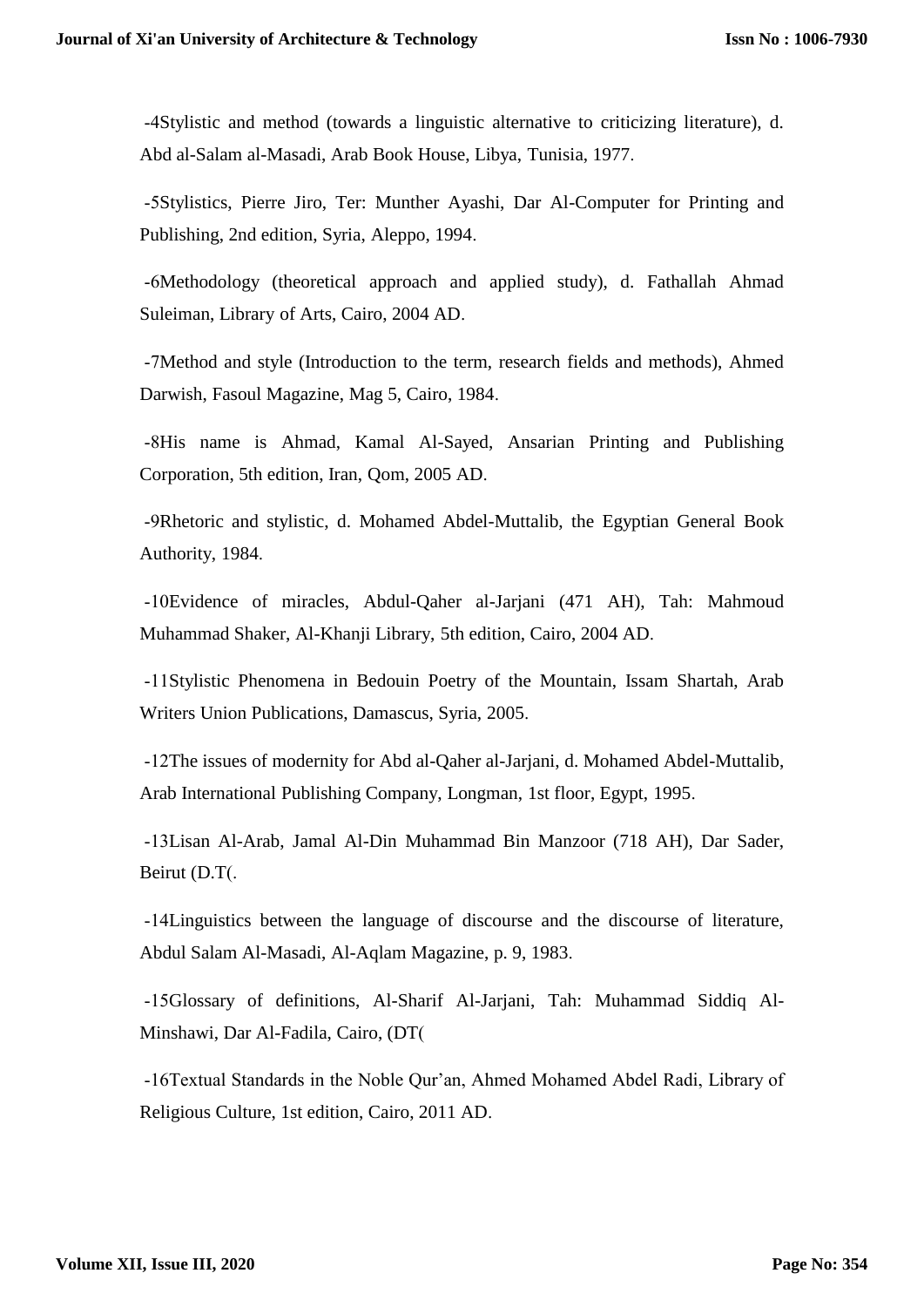-4Stylistic and method (towards a linguistic alternative to criticizing literature), d. Abd al-Salam al-Masadi, Arab Book House, Libya, Tunisia, 1977.

-5Stylistics, Pierre Jiro, Ter: Munther Ayashi, Dar Al-Computer for Printing and Publishing, 2nd edition, Syria, Aleppo, 1994.

-6Methodology (theoretical approach and applied study), d. Fathallah Ahmad Suleiman, Library of Arts, Cairo, 2004 AD.

-7Method and style (Introduction to the term, research fields and methods), Ahmed Darwish, Fasoul Magazine, Mag 5, Cairo, 1984.

-8His name is Ahmad, Kamal Al-Sayed, Ansarian Printing and Publishing Corporation, 5th edition, Iran, Qom, 2005 AD.

-9Rhetoric and stylistic, d. Mohamed Abdel-Muttalib, the Egyptian General Book Authority, 1984.

-10Evidence of miracles, Abdul-Qaher al-Jarjani (471 AH), Tah: Mahmoud Muhammad Shaker, Al-Khanji Library, 5th edition, Cairo, 2004 AD.

-11Stylistic Phenomena in Bedouin Poetry of the Mountain, Issam Shartah, Arab Writers Union Publications, Damascus, Syria, 2005.

-12The issues of modernity for Abd al-Qaher al-Jarjani, d. Mohamed Abdel-Muttalib, Arab International Publishing Company, Longman, 1st floor, Egypt, 1995.

-13Lisan Al-Arab, Jamal Al-Din Muhammad Bin Manzoor (718 AH), Dar Sader, Beirut (D.T(.

-14Linguistics between the language of discourse and the discourse of literature, Abdul Salam Al-Masadi, Al-Aqlam Magazine, p. 9, 1983.

-15Glossary of definitions, Al-Sharif Al-Jarjani, Tah: Muhammad Siddiq Al-Minshawi, Dar Al-Fadila, Cairo, (DT(

-16Textual Standards in the Noble Qur'an, Ahmed Mohamed Abdel Radi, Library of Religious Culture, 1st edition, Cairo, 2011 AD.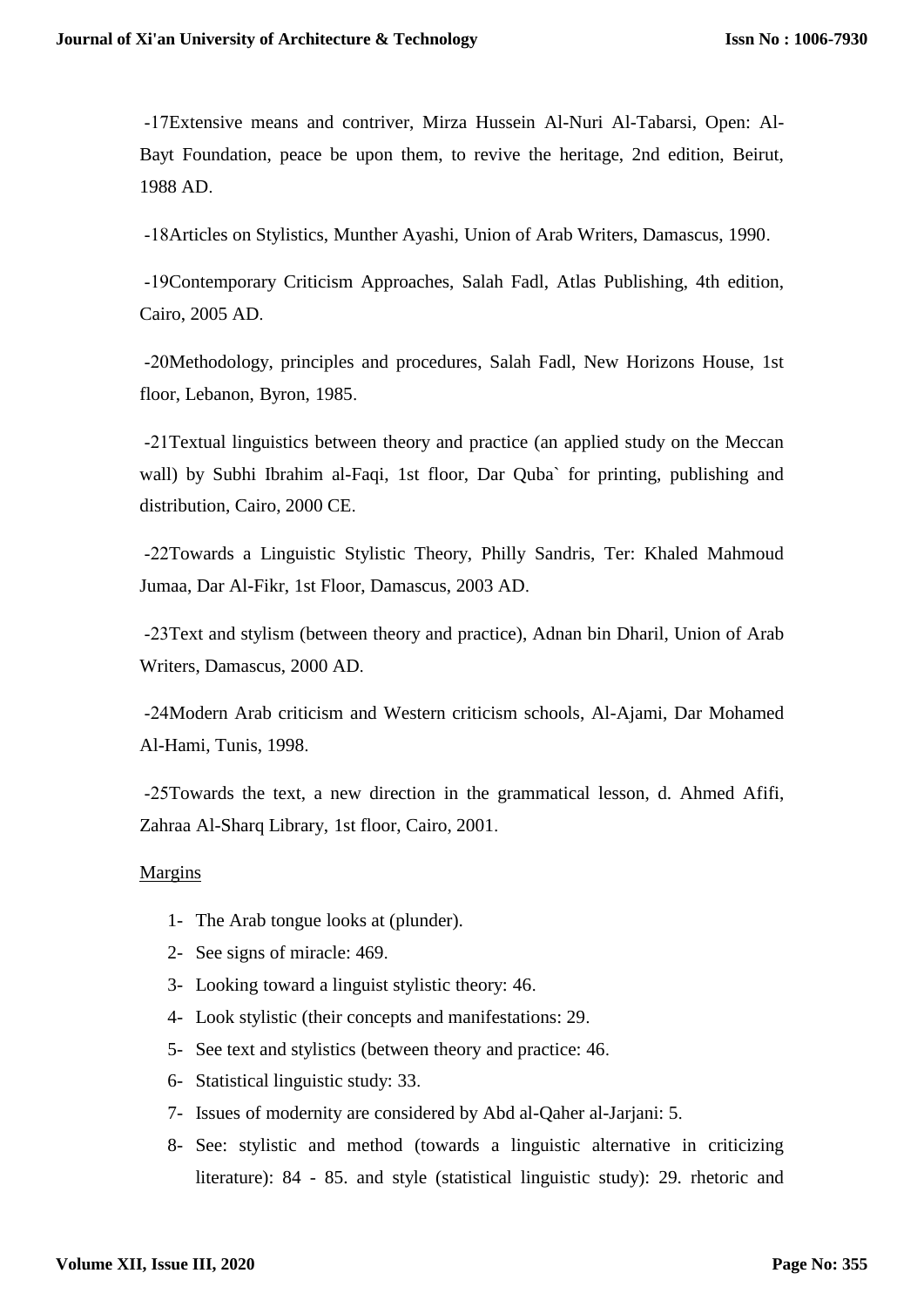-17Extensive means and contriver, Mirza Hussein Al-Nuri Al-Tabarsi, Open: Al-Bayt Foundation, peace be upon them, to revive the heritage, 2nd edition, Beirut, 1988 AD.

-18Articles on Stylistics, Munther Ayashi, Union of Arab Writers, Damascus, 1990.

-19Contemporary Criticism Approaches, Salah Fadl, Atlas Publishing, 4th edition, Cairo, 2005 AD.

-20Methodology, principles and procedures, Salah Fadl, New Horizons House, 1st floor, Lebanon, Byron, 1985.

-21Textual linguistics between theory and practice (an applied study on the Meccan wall) by Subhi Ibrahim al-Faqi, 1st floor, Dar Quba` for printing, publishing and distribution, Cairo, 2000 CE.

-22Towards a Linguistic Stylistic Theory, Philly Sandris, Ter: Khaled Mahmoud Jumaa, Dar Al-Fikr, 1st Floor, Damascus, 2003 AD.

-23Text and stylism (between theory and practice), Adnan bin Dharil, Union of Arab Writers, Damascus, 2000 AD.

-24Modern Arab criticism and Western criticism schools, Al-Ajami, Dar Mohamed Al-Hami, Tunis, 1998.

-25Towards the text, a new direction in the grammatical lesson, d. Ahmed Afifi, Zahraa Al-Sharq Library, 1st floor, Cairo, 2001.

Margins

1- The Arab tongue looks at (plunder).
2- See signs of miracle: 469.
3- Looking toward a linguist stylistic theory: 46.
4- Look stylistic (their concepts and manifestations: 29.
5- See text and stylistics (between theory and practice: 46.
6- Statistical linguistic study: 33.
7- Issues of modernity are considered by Abd al-Qaher al-Jarjani: 5.
8- See: stylistic and method (towards a linguistic alternative in criticizing literature): 84 - 85. and style (statistical linguistic study): 29. rhetoric and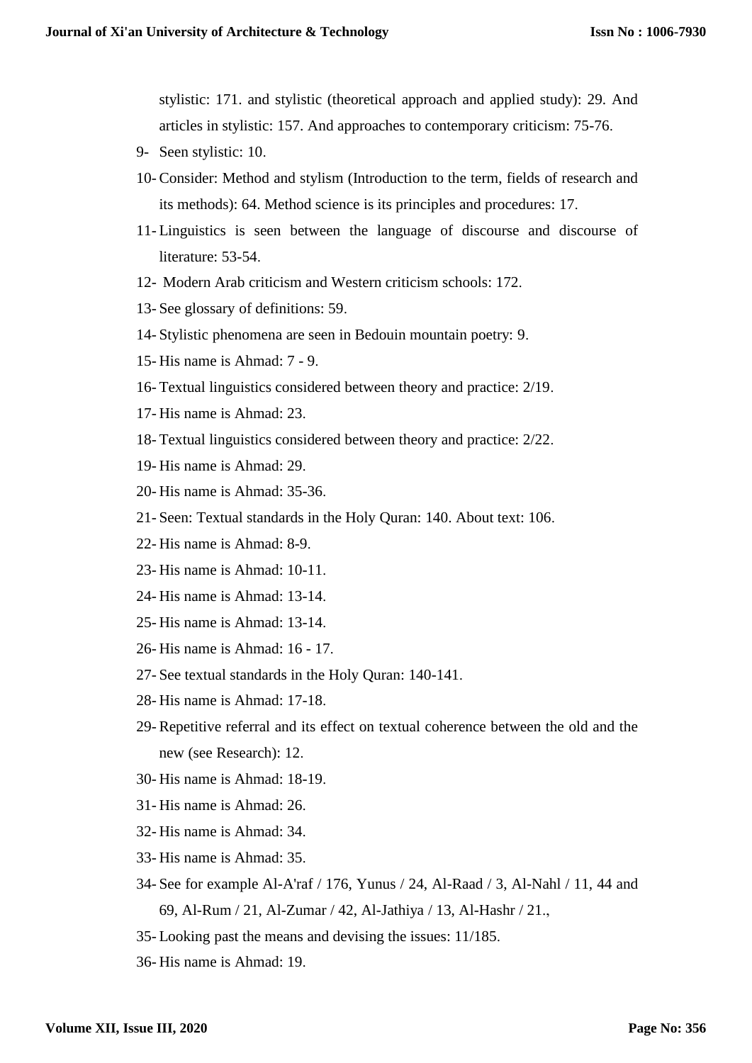stylistic: 171. and stylistic (theoretical approach and applied study): 29. And articles in stylistic: 157. And approaches to contemporary criticism: 75-76.

9- Seen stylistic: 10.
10- Consider: Method and stylism (Introduction to the term, fields of research and its methods): 64. Method science is its principles and procedures: 17.
11- Linguistics is seen between the language of discourse and discourse of literature: 53-54.
12- Modern Arab criticism and Western criticism schools: 172.
13- See glossary of definitions: 59.
14- Stylistic phenomena are seen in Bedouin mountain poetry: 9.
15- His name is Ahmad: 7 - 9.
16- Textual linguistics considered between theory and practice: 2/19.
17- His name is Ahmad: 23.
18- Textual linguistics considered between theory and practice: 2/22.
19- His name is Ahmad: 29.
20- His name is Ahmad: 35-36.
21- Seen: Textual standards in the Holy Quran: 140. About text: 106.
22- His name is Ahmad: 8-9.
23- His name is Ahmad: 10-11.
24- His name is Ahmad: 13-14.
25- His name is Ahmad: 13-14.
26- His name is Ahmad: 16 - 17.
27- See textual standards in the Holy Quran: 140-141.
28- His name is Ahmad: 17-18.
29- Repetitive referral and its effect on textual coherence between the old and the new (see Research): 12.
30- His name is Ahmad: 18-19.
31- His name is Ahmad: 26.
32- His name is Ahmad: 34.
33- His name is Ahmad: 35.
34- See for example Al-A'raf / 176, Yunus / 24, Al-Raad / 3, Al-Nahl / 11, 44 and 69, Al-Rum / 21, Al-Zumar / 42, Al-Jathiya / 13, Al-Hashr / 21.,
35- Looking past the means and devising the issues: 11/185.
36- His name is Ahmad: 19.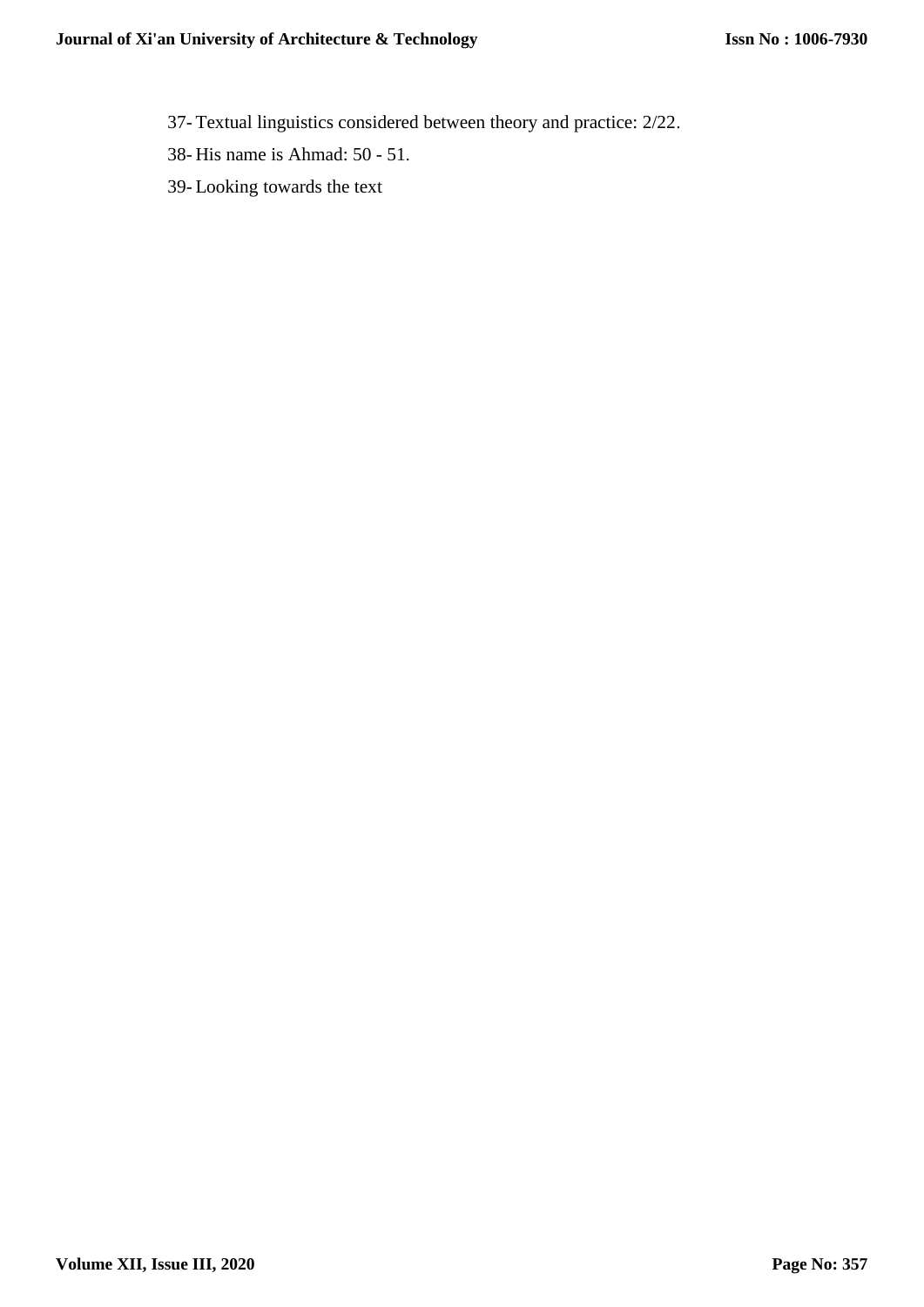37- Textual linguistics considered between theory and practice: 2/22.

38- His name is Ahmad: 50 - 51.

39- Looking towards the text